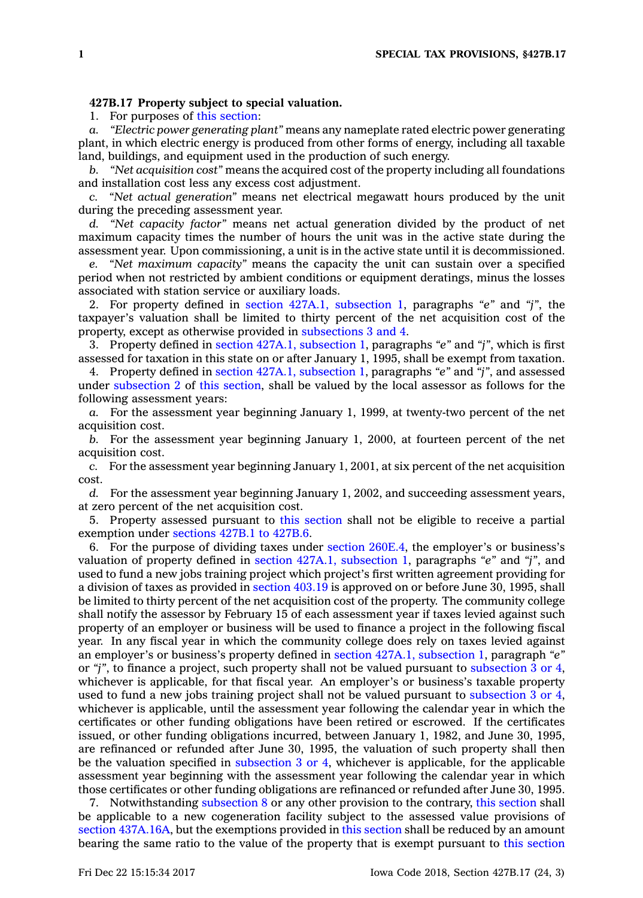**427B.17 Property subject to special valuation.**

1. For purposes of this section:

*a. "Electric power generating plant"* means any nameplate rated electric power generating plant, in which electric energy is produced from other forms of energy, including all taxable land, buildings, and equipment used in the production of such energy.

*b. "Net acquisition cost"* means the acquired cost of the property including all foundations and installation cost less any excess cost adjustment.

*c. "Net actual generation"* means net electrical megawatt hours produced by the unit during the preceding assessment year.

*d. "Net capacity factor"* means net actual generation divided by the product of net maximum capacity times the number of hours the unit was in the active state during the assessment year. Upon commissioning, a unit is in the active state until it is decommissioned.

*e. "Net maximum capacity"* means the capacity the unit can sustain over a specified period when not restricted by ambient conditions or equipment deratings, minus the losses associated with station service or auxiliary loads.

2. For property defined in section 427A.1, subsection 1, paragraphs *"e"* and *"j"*, the taxpayer's valuation shall be limited to thirty percent of the net acquisition cost of the property, except as otherwise provided in subsections 3 and 4.

3. Property defined in section 427A.1, subsection 1, paragraphs *"e"* and *"j"*, which is first assessed for taxation in this state on or after January 1, 1995, shall be exempt from taxation.

4. Property defined in section 427A.1, subsection 1, paragraphs *"e"* and *"j"*, and assessed under subsection 2 of this section, shall be valued by the local assessor as follows for the following assessment years:

*a.* For the assessment year beginning January 1, 1999, at twenty-two percent of the net acquisition cost.

*b.* For the assessment year beginning January 1, 2000, at fourteen percent of the net acquisition cost.

*c.* For the assessment year beginning January 1, 2001, at six percent of the net acquisition cost.

*d.* For the assessment year beginning January 1, 2002, and succeeding assessment years, at zero percent of the net acquisition cost.

5. Property assessed pursuant to this section shall not be eligible to receive a partial exemption under sections 427B.1 to 427B.6.

6. For the purpose of dividing taxes under section 260E.4, the employer's or business's valuation of property defined in section 427A.1, subsection 1, paragraphs *"e"* and *"j"*, and used to fund a new jobs training project which project's first written agreement providing for a division of taxes as provided in section 403.19 is approved on or before June 30, 1995, shall be limited to thirty percent of the net acquisition cost of the property. The community college shall notify the assessor by February 15 of each assessment year if taxes levied against such property of an employer or business will be used to finance a project in the following fiscal year. In any fiscal year in which the community college does rely on taxes levied against an employer's or business's property defined in section 427A.1, subsection 1, paragraph *"e"* or *"j"*, to finance a project, such property shall not be valued pursuant to subsection 3 or 4, whichever is applicable, for that fiscal year. An employer's or business's taxable property used to fund a new jobs training project shall not be valued pursuant to subsection 3 or 4, whichever is applicable, until the assessment year following the calendar year in which the certificates or other funding obligations have been retired or escrowed. If the certificates issued, or other funding obligations incurred, between January 1, 1982, and June 30, 1995, are refinanced or refunded after June 30, 1995, the valuation of such property shall then be the valuation specified in subsection 3 or 4, whichever is applicable, for the applicable assessment year beginning with the assessment year following the calendar year in which those certificates or other funding obligations are refinanced or refunded after June 30, 1995.

7. Notwithstanding subsection 8 or any other provision to the contrary, this section shall be applicable to a new cogeneration facility subject to the assessed value provisions of section 437A.16A, but the exemptions provided in this section shall be reduced by an amount bearing the same ratio to the value of the property that is exempt pursuant to this section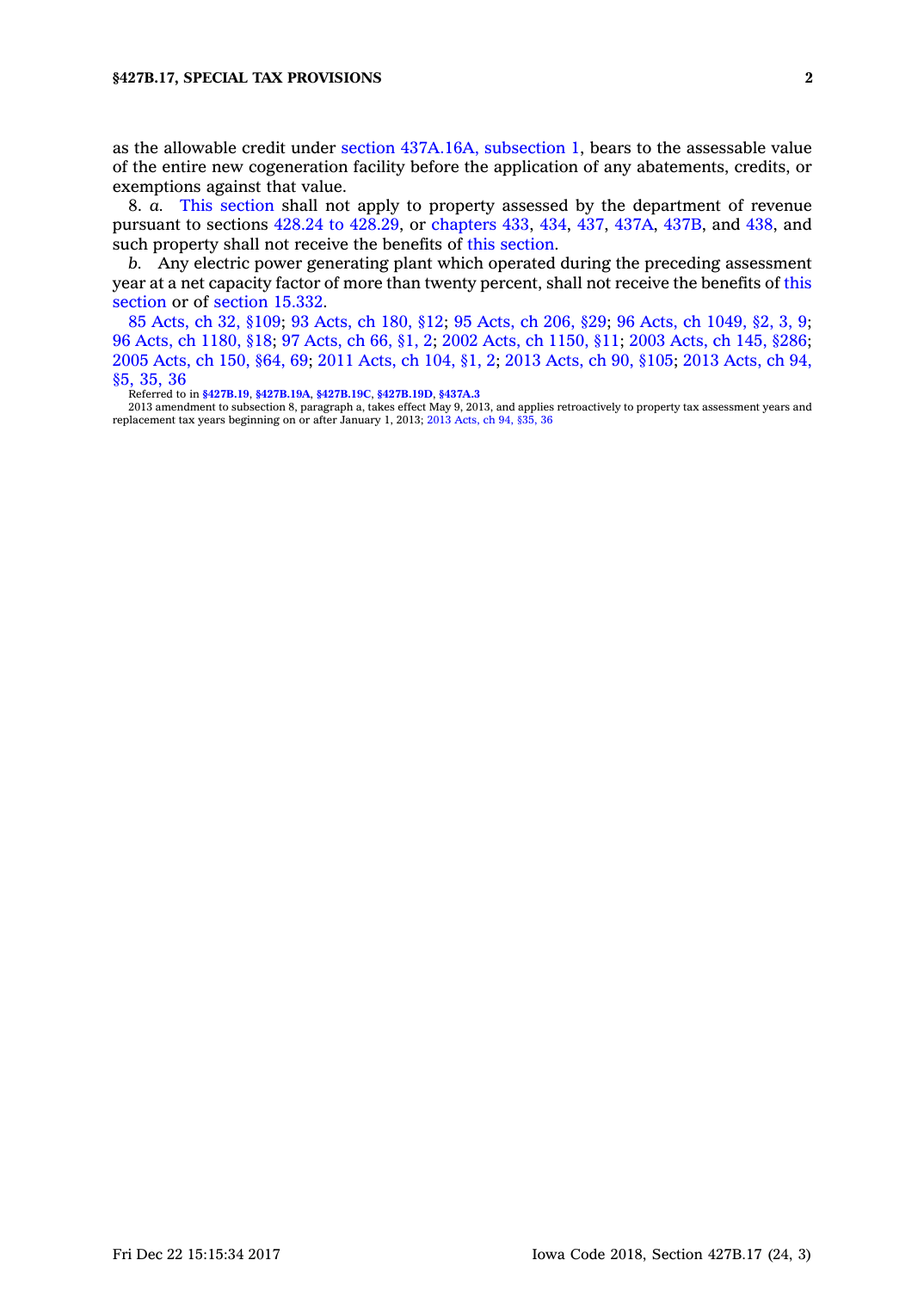as the allowable credit under section 437A.16A, subsection 1, bears to the assessable value of the entire new cogeneration facility before the application of any abatements, credits, or exemptions against that value.

8. *a.* This section shall not apply to property assessed by the department of revenue pursuant to sections 428.24 to 428.29, or chapters 433, 434, 437, 437A, 437B, and 438, and such property shall not receive the benefits of this section.

*b.* Any electric power generating plant which operated during the preceding assessment year at a net capacity factor of more than twenty percent, shall not receive the benefits of this section or of section 15.332.

85 Acts, ch 32, §109; 93 Acts, ch 180, §12; 95 Acts, ch 206, §29; 96 Acts, ch 1049, §2, 3, 9; 96 Acts, ch 1180, §18; 97 Acts, ch 66, §1, 2; 2002 Acts, ch 1150, §11; 2003 Acts, ch 145, §286; 2005 Acts, ch 150, §64, 69; 2011 Acts, ch 104, §1, 2; 2013 Acts, ch 90, §105; 2013 Acts, ch 94, §5, 35, 36

Referred to in **§427B.19**, **§427B.19A**, **§427B.19C**, **§427B.19D**, **§437A.3**

2013 amendment to subsection 8, paragraph a, takes effect May 9, 2013, and applies retroactively to property tax assessment years and replacement tax years beginning on or after January 1, 2013; 2013 Acts, ch 94, §35, 36